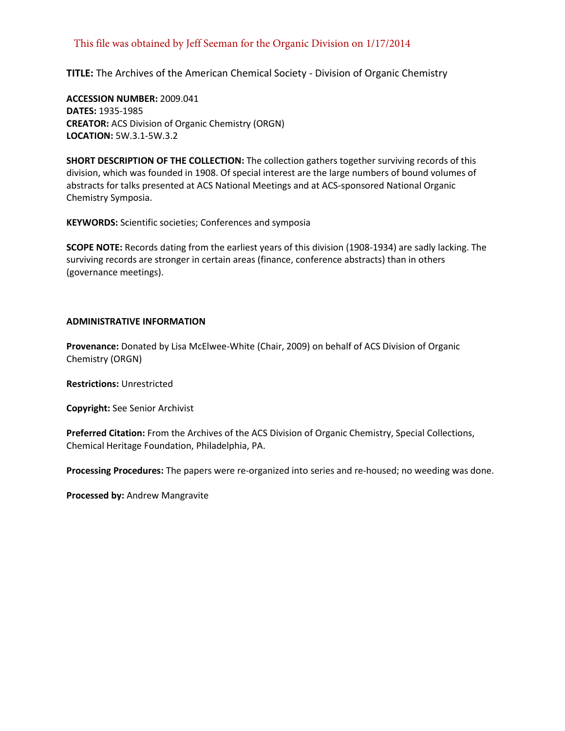This file was obtained by Jeff Seeman for the Organic Division on 1/17/2014

**TITLE:** The Archives of the American Chemical Society - Division of Organic Chemistry

**ACCESSION NUMBER:** 2009.041
**DATES:** 1935-1985
**CREATOR:** ACS Division of Organic Chemistry (ORGN)
**LOCATION:** 5W.3.1-5W.3.2

**SHORT DESCRIPTION OF THE COLLECTION:** The collection gathers together surviving records of this division, which was founded in 1908. Of special interest are the large numbers of bound volumes of abstracts for talks presented at ACS National Meetings and at ACS-sponsored National Organic Chemistry Symposia.

**KEYWORDS:** Scientific societies; Conferences and symposia

**SCOPE NOTE:** Records dating from the earliest years of this division (1908-1934) are sadly lacking. The surviving records are stronger in certain areas (finance, conference abstracts) than in others (governance meetings).

## ADMINISTRATIVE INFORMATION

**Provenance:** Donated by Lisa McElwee-White (Chair, 2009) on behalf of ACS Division of Organic Chemistry (ORGN)

**Restrictions:** Unrestricted

**Copyright:** See Senior Archivist

**Preferred Citation:** From the Archives of the ACS Division of Organic Chemistry, Special Collections, Chemical Heritage Foundation, Philadelphia, PA.

**Processing Procedures:** The papers were re-organized into series and re-housed; no weeding was done.

**Processed by:** Andrew Mangravite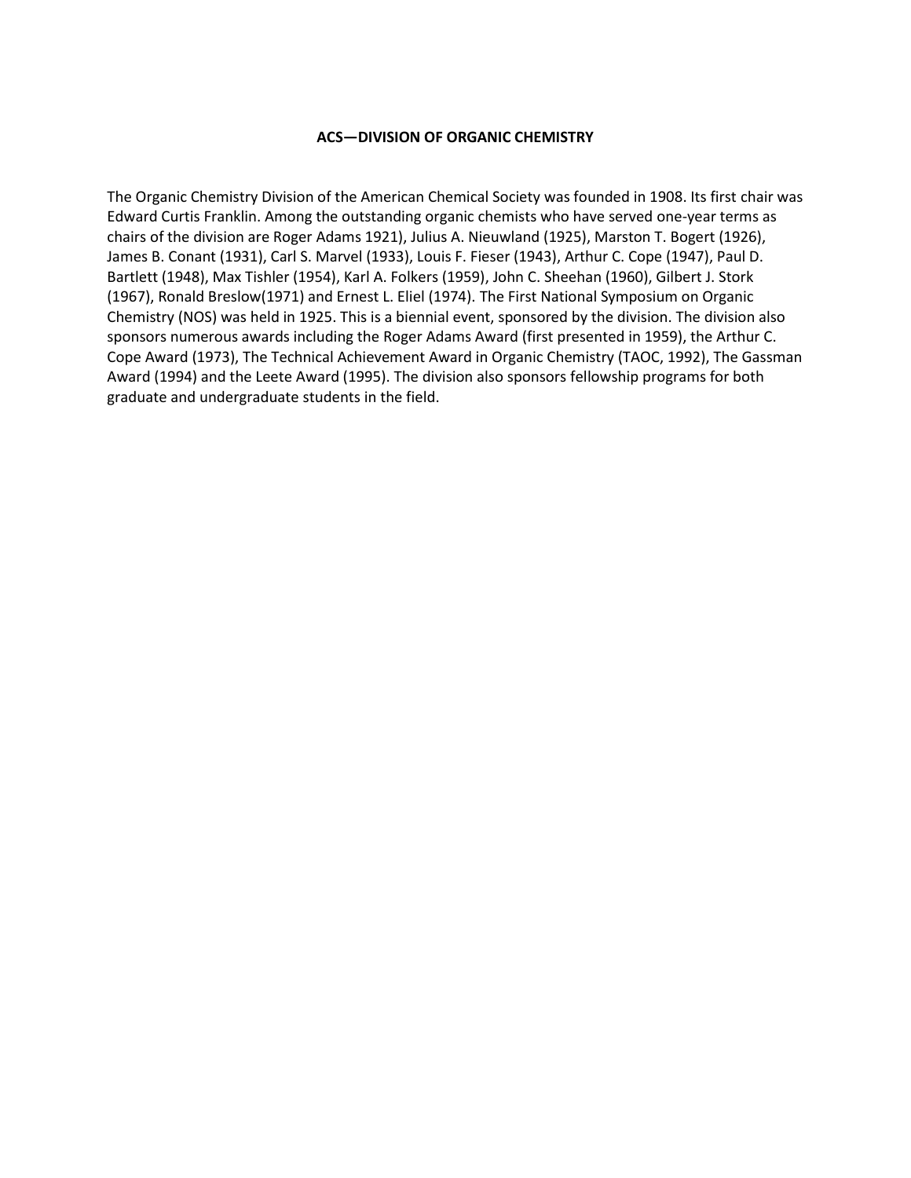**ACS—DIVISION OF ORGANIC CHEMISTRY**

The Organic Chemistry Division of the American Chemical Society was founded in 1908. Its first chair was Edward Curtis Franklin. Among the outstanding organic chemists who have served one-year terms as chairs of the division are Roger Adams 1921), Julius A. Nieuwland (1925), Marston T. Bogert (1926), James B. Conant (1931), Carl S. Marvel (1933), Louis F. Fieser (1943), Arthur C. Cope (1947), Paul D. Bartlett (1948), Max Tishler (1954), Karl A. Folkers (1959), John C. Sheehan (1960), Gilbert J. Stork (1967), Ronald Breslow(1971) and Ernest L. Eliel (1974). The First National Symposium on Organic Chemistry (NOS) was held in 1925. This is a biennial event, sponsored by the division. The division also sponsors numerous awards including the Roger Adams Award (first presented in 1959), the Arthur C. Cope Award (1973), The Technical Achievement Award in Organic Chemistry (TAOC, 1992), The Gassman Award (1994) and the Leete Award (1995). The division also sponsors fellowship programs for both graduate and undergraduate students in the field.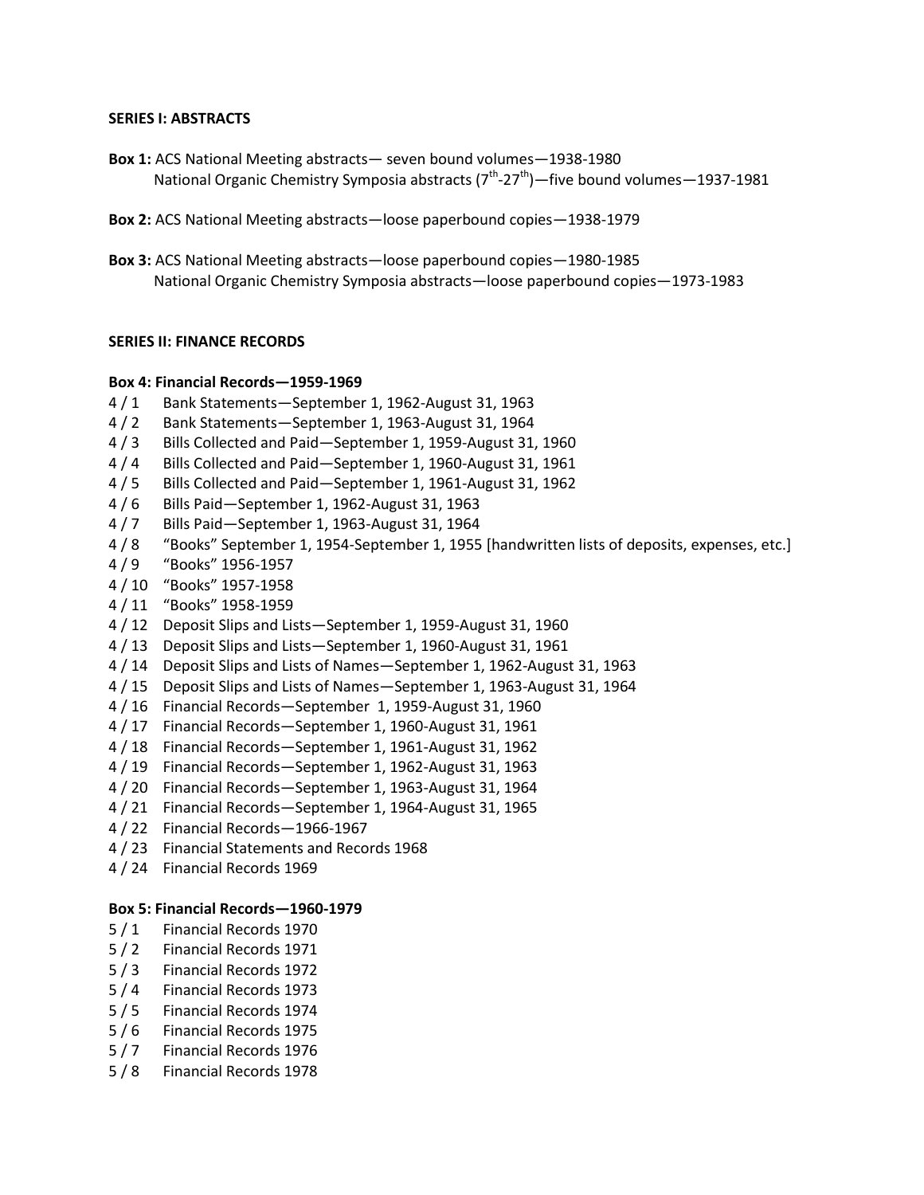**SERIES I: ABSTRACTS**

**Box 1:** ACS National Meeting abstracts— seven bound volumes—1938-1980
National Organic Chemistry Symposia abstracts (7th-27th)—five bound volumes—1937-1981

**Box 2:** ACS National Meeting abstracts—loose paperbound copies—1938-1979

**Box 3:** ACS National Meeting abstracts—loose paperbound copies—1980-1985
National Organic Chemistry Symposia abstracts—loose paperbound copies—1973-1983

**SERIES II: FINANCE RECORDS**

**Box 4: Financial Records—1959-1969**

4 / 1 Bank Statements—September 1, 1962-August 31, 1963
4 / 2 Bank Statements—September 1, 1963-August 31, 1964
4 / 3 Bills Collected and Paid—September 1, 1959-August 31, 1960
4 / 4 Bills Collected and Paid—September 1, 1960-August 31, 1961
4 / 5 Bills Collected and Paid—September 1, 1961-August 31, 1962
4 / 6 Bills Paid—September 1, 1962-August 31, 1963
4 / 7 Bills Paid—September 1, 1963-August 31, 1964
4 / 8 "Books" September 1, 1954-September 1, 1955 [handwritten lists of deposits, expenses, etc.]
4 / 9 "Books" 1956-1957
4 / 10 "Books" 1957-1958
4 / 11 "Books" 1958-1959
4 / 12 Deposit Slips and Lists—September 1, 1959-August 31, 1960
4 / 13 Deposit Slips and Lists—September 1, 1960-August 31, 1961
4 / 14 Deposit Slips and Lists of Names—September 1, 1962-August 31, 1963
4 / 15 Deposit Slips and Lists of Names—September 1, 1963-August 31, 1964
4 / 16 Financial Records—September 1, 1959-August 31, 1960
4 / 17 Financial Records—September 1, 1960-August 31, 1961
4 / 18 Financial Records—September 1, 1961-August 31, 1962
4 / 19 Financial Records—September 1, 1962-August 31, 1963
4 / 20 Financial Records—September 1, 1963-August 31, 1964
4 / 21 Financial Records—September 1, 1964-August 31, 1965
4 / 22 Financial Records—1966-1967
4 / 23 Financial Statements and Records 1968
4 / 24 Financial Records 1969

**Box 5: Financial Records—1960-1979**

5 / 1 Financial Records 1970
5 / 2 Financial Records 1971
5 / 3 Financial Records 1972
5 / 4 Financial Records 1973
5 / 5 Financial Records 1974
5 / 6 Financial Records 1975
5 / 7 Financial Records 1976
5 / 8 Financial Records 1978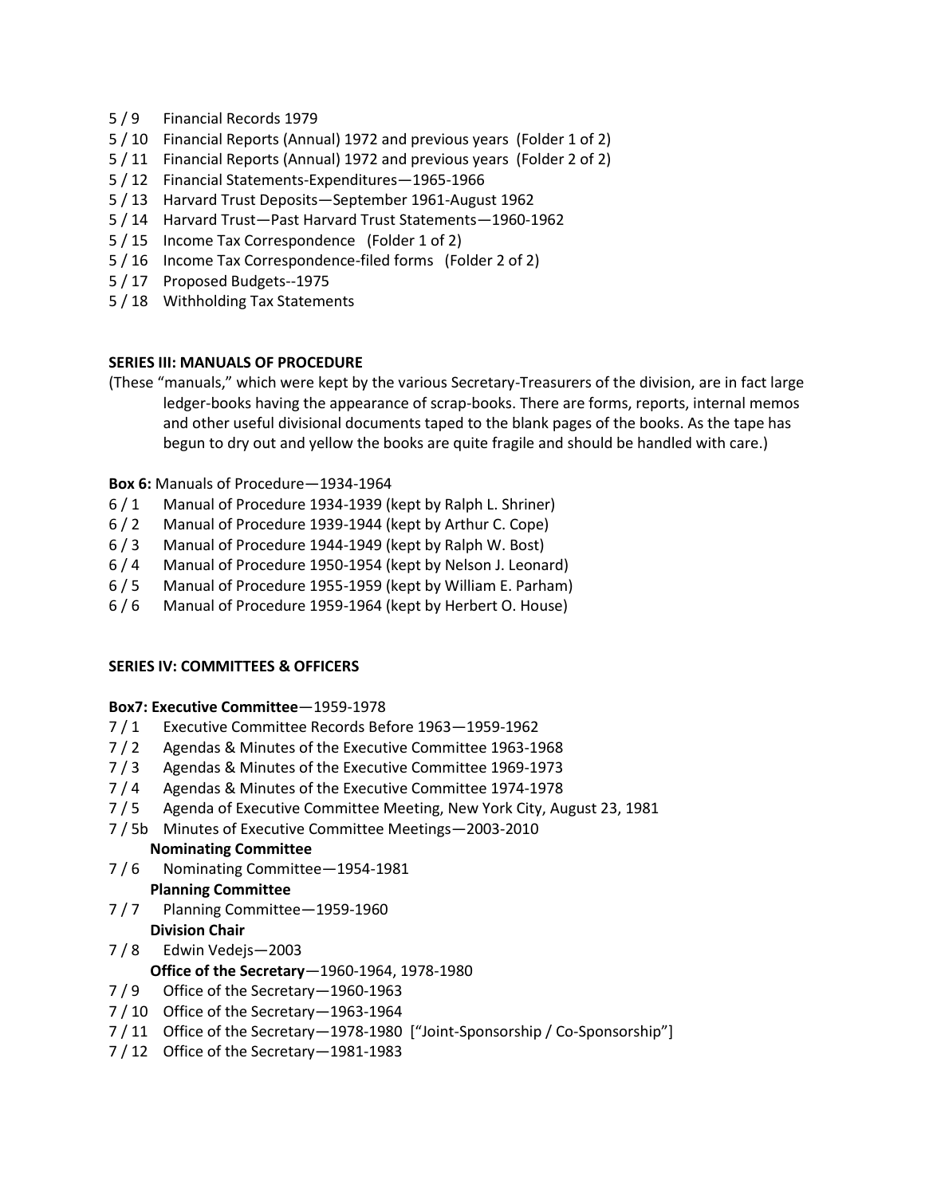5 / 9 Financial Records 1979
5 / 10 Financial Reports (Annual) 1972 and previous years (Folder 1 of 2)
5 / 11 Financial Reports (Annual) 1972 and previous years (Folder 2 of 2)
5 / 12 Financial Statements-Expenditures—1965-1966
5 / 13 Harvard Trust Deposits—September 1961-August 1962
5 / 14 Harvard Trust—Past Harvard Trust Statements—1960-1962
5 / 15 Income Tax Correspondence (Folder 1 of 2)
5 / 16 Income Tax Correspondence-filed forms (Folder 2 of 2)
5 / 17 Proposed Budgets--1975
5 / 18 Withholding Tax Statements

**SERIES III: MANUALS OF PROCEDURE**

(These "manuals," which were kept by the various Secretary-Treasurers of the division, are in fact large ledger-books having the appearance of scrap-books. There are forms, reports, internal memos and other useful divisional documents taped to the blank pages of the books. As the tape has begun to dry out and yellow the books are quite fragile and should be handled with care.)

**Box 6:** Manuals of Procedure—1934-1964

6 / 1 Manual of Procedure 1934-1939 (kept by Ralph L. Shriner)
6 / 2 Manual of Procedure 1939-1944 (kept by Arthur C. Cope)
6 / 3 Manual of Procedure 1944-1949 (kept by Ralph W. Bost)
6 / 4 Manual of Procedure 1950-1954 (kept by Nelson J. Leonard)
6 / 5 Manual of Procedure 1955-1959 (kept by William E. Parham)
6 / 6 Manual of Procedure 1959-1964 (kept by Herbert O. House)

**SERIES IV: COMMITTEES & OFFICERS**

**Box7: Executive Committee**—1959-1978

7 / 1 Executive Committee Records Before 1963—1959-1962
7 / 2 Agendas & Minutes of the Executive Committee 1963-1968
7 / 3 Agendas & Minutes of the Executive Committee 1969-1973
7 / 4 Agendas & Minutes of the Executive Committee 1974-1978
7 / 5 Agenda of Executive Committee Meeting, New York City, August 23, 1981
7 / 5b Minutes of Executive Committee Meetings—2003-2010

**Nominating Committee**

7 / 6 Nominating Committee—1954-1981

**Planning Committee**

7 / 7 Planning Committee—1959-1960

**Division Chair**

7 / 8 Edwin Vedejs—2003

**Office of the Secretary**—1960-1964, 1978-1980

7 / 9 Office of the Secretary—1960-1963
7 / 10 Office of the Secretary—1963-1964
7 / 11 Office of the Secretary—1978-1980 ["Joint-Sponsorship / Co-Sponsorship"]
7 / 12 Office of the Secretary—1981-1983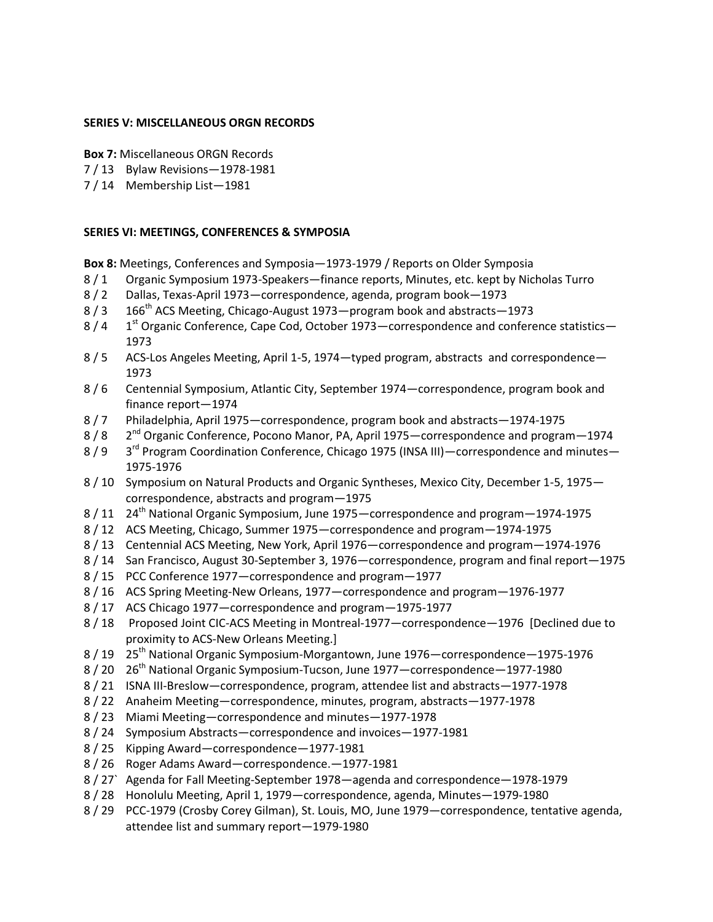**SERIES V: MISCELLANEOUS ORGN RECORDS**

**Box 7:** Miscellaneous ORGN Records

7 / 13 Bylaw Revisions—1978-1981

7 / 14 Membership List—1981

**SERIES VI: MEETINGS, CONFERENCES & SYMPOSIA**

**Box 8:** Meetings, Conferences and Symposia—1973-1979 / Reports on Older Symposia

8 / 1 Organic Symposium 1973-Speakers—finance reports, Minutes, etc. kept by Nicholas Turro

8 / 2 Dallas, Texas-April 1973—correspondence, agenda, program book—1973

8 / 3 166th ACS Meeting, Chicago-August 1973—program book and abstracts—1973

8 / 4 1st Organic Conference, Cape Cod, October 1973—correspondence and conference statistics—1973

8 / 5 ACS-Los Angeles Meeting, April 1-5, 1974—typed program, abstracts and correspondence—1973

8 / 6 Centennial Symposium, Atlantic City, September 1974—correspondence, program book and finance report—1974

8 / 7 Philadelphia, April 1975—correspondence, program book and abstracts—1974-1975

8 / 8 2nd Organic Conference, Pocono Manor, PA, April 1975—correspondence and program—1974

8 / 9 3rd Program Coordination Conference, Chicago 1975 (INSA III)—correspondence and minutes—1975-1976

8 / 10 Symposium on Natural Products and Organic Syntheses, Mexico City, December 1-5, 1975—correspondence, abstracts and program—1975

8 / 11 24th National Organic Symposium, June 1975—correspondence and program—1974-1975

8 / 12 ACS Meeting, Chicago, Summer 1975—correspondence and program—1974-1975

8 / 13 Centennial ACS Meeting, New York, April 1976—correspondence and program—1974-1976

8 / 14 San Francisco, August 30-September 3, 1976—correspondence, program and final report—1975

8 / 15 PCC Conference 1977—correspondence and program—1977

8 / 16 ACS Spring Meeting-New Orleans, 1977—correspondence and program—1976-1977

8 / 17 ACS Chicago 1977—correspondence and program—1975-1977

8 / 18 Proposed Joint CIC-ACS Meeting in Montreal-1977—correspondence—1976 [Declined due to proximity to ACS-New Orleans Meeting.]

8 / 19 25th National Organic Symposium-Morgantown, June 1976—correspondence—1975-1976

8 / 20 26th National Organic Symposium-Tucson, June 1977—correspondence—1977-1980

8 / 21 ISNA III-Breslow—correspondence, program, attendee list and abstracts—1977-1978

8 / 22 Anaheim Meeting—correspondence, minutes, program, abstracts—1977-1978

8 / 23 Miami Meeting—correspondence and minutes—1977-1978

8 / 24 Symposium Abstracts—correspondence and invoices—1977-1981

8 / 25 Kipping Award—correspondence—1977-1981

8 / 26 Roger Adams Award—correspondence.—1977-1981

8 / 27` Agenda for Fall Meeting-September 1978—agenda and correspondence—1978-1979

8 / 28 Honolulu Meeting, April 1, 1979—correspondence, agenda, Minutes—1979-1980

8 / 29 PCC-1979 (Crosby Corey Gilman), St. Louis, MO, June 1979—correspondence, tentative agenda, attendee list and summary report—1979-1980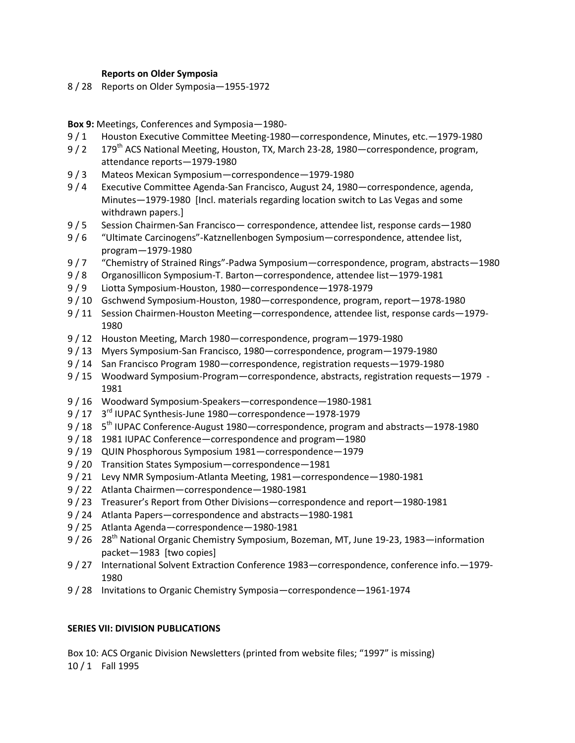**Reports on Older Symposia**

8 / 28 Reports on Older Symposia—1955-1972

**Box 9:** Meetings, Conferences and Symposia—1980-

9 / 1 Houston Executive Committee Meeting-1980—correspondence, Minutes, etc.—1979-1980

9 / 2 179th ACS National Meeting, Houston, TX, March 23-28, 1980—correspondence, program, attendance reports—1979-1980

9 / 3 Mateos Mexican Symposium—correspondence—1979-1980

9 / 4 Executive Committee Agenda-San Francisco, August 24, 1980—correspondence, agenda, Minutes—1979-1980 [Incl. materials regarding location switch to Las Vegas and some withdrawn papers.]

9 / 5 Session Chairmen-San Francisco— correspondence, attendee list, response cards—1980

9 / 6 "Ultimate Carcinogens"-Katznellenbogen Symposium—correspondence, attendee list, program—1979-1980

9 / 7 "Chemistry of Strained Rings"-Padwa Symposium—correspondence, program, abstracts—1980

9 / 8 Organosillicon Symposium-T. Barton—correspondence, attendee list—1979-1981

9 / 9 Liotta Symposium-Houston, 1980—correspondence—1978-1979

9 / 10 Gschwend Symposium-Houston, 1980—correspondence, program, report—1978-1980

9 / 11 Session Chairmen-Houston Meeting—correspondence, attendee list, response cards—1979-1980

9 / 12 Houston Meeting, March 1980—correspondence, program—1979-1980

9 / 13 Myers Symposium-San Francisco, 1980—correspondence, program—1979-1980

9 / 14 San Francisco Program 1980—correspondence, registration requests—1979-1980

9 / 15 Woodward Symposium-Program—correspondence, abstracts, registration requests—1979 - 1981

9 / 16 Woodward Symposium-Speakers—correspondence—1980-1981

9 / 17 3rd IUPAC Synthesis-June 1980—correspondence—1978-1979

9 / 18 5th IUPAC Conference-August 1980—correspondence, program and abstracts—1978-1980

9 / 18 1981 IUPAC Conference—correspondence and program—1980

9 / 19 QUIN Phosphorous Symposium 1981—correspondence—1979

9 / 20 Transition States Symposium—correspondence—1981

9 / 21 Levy NMR Symposium-Atlanta Meeting, 1981—correspondence—1980-1981

9 / 22 Atlanta Chairmen—correspondence—1980-1981

9 / 23 Treasurer's Report from Other Divisions—correspondence and report—1980-1981

9 / 24 Atlanta Papers—correspondence and abstracts—1980-1981

9 / 25 Atlanta Agenda—correspondence—1980-1981

9 / 26 28th National Organic Chemistry Symposium, Bozeman, MT, June 19-23, 1983—information packet—1983 [two copies]

9 / 27 International Solvent Extraction Conference 1983—correspondence, conference info.—1979-1980

9 / 28 Invitations to Organic Chemistry Symposia—correspondence—1961-1974

**SERIES VII: DIVISION PUBLICATIONS**

Box 10: ACS Organic Division Newsletters (printed from website files; "1997" is missing)

10 / 1 Fall 1995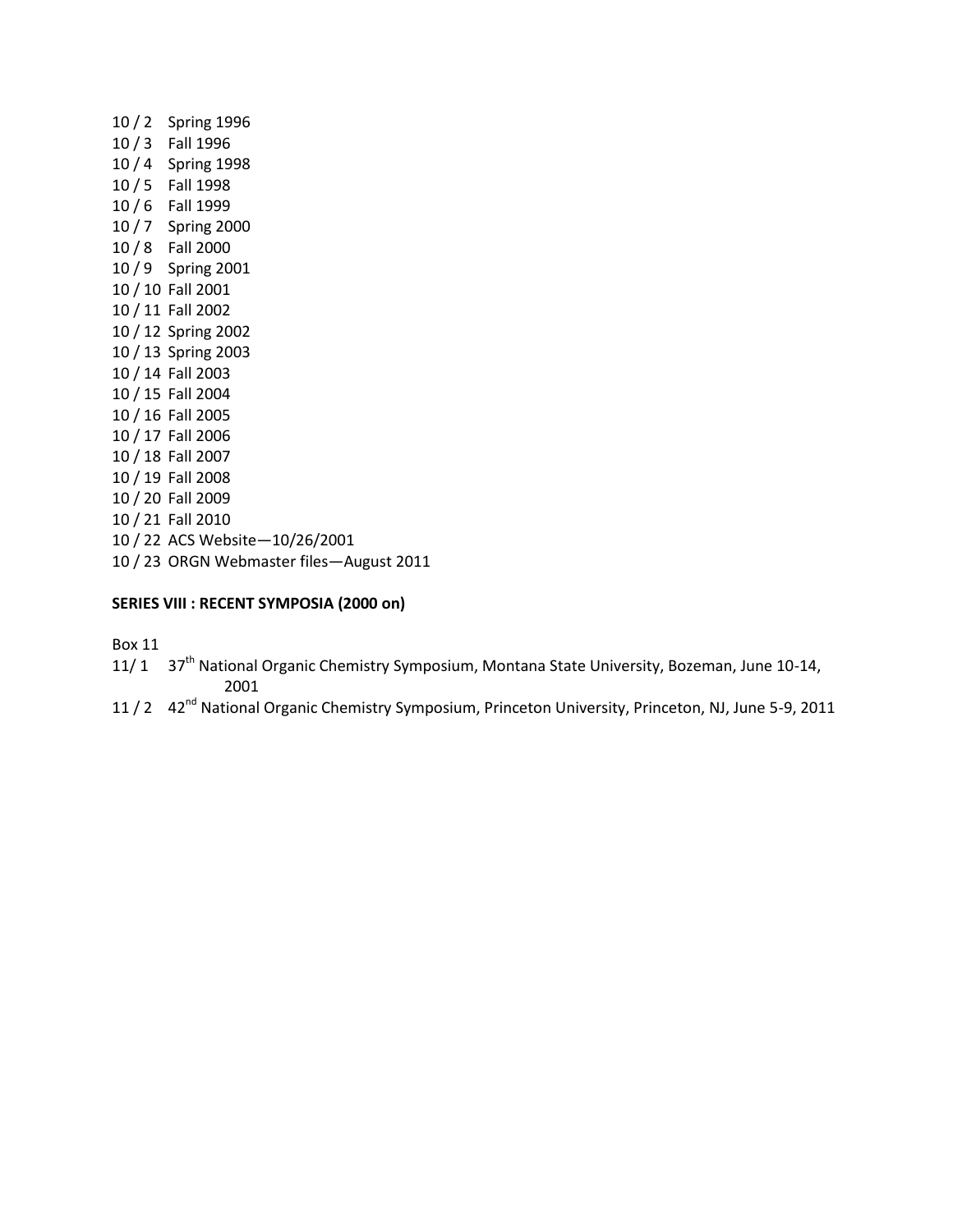10 / 2 Spring 1996
10 / 3 Fall 1996
10 / 4 Spring 1998
10 / 5 Fall 1998
10 / 6 Fall 1999
10 / 7 Spring 2000
10 / 8 Fall 2000
10 / 9 Spring 2001
10 / 10 Fall 2001
10 / 11 Fall 2002
10 / 12 Spring 2002
10 / 13 Spring 2003
10 / 14 Fall 2003
10 / 15 Fall 2004
10 / 16 Fall 2005
10 / 17 Fall 2006
10 / 18 Fall 2007
10 / 19 Fall 2008
10 / 20 Fall 2009
10 / 21 Fall 2010
10 / 22 ACS Website—10/26/2001
10 / 23 ORGN Webmaster files—August 2011

**SERIES VIII : RECENT SYMPOSIA (2000 on)**

Box 11

11/ 1 37th National Organic Chemistry Symposium, Montana State University, Bozeman, June 10-14, 2001
11 / 2 42nd National Organic Chemistry Symposium, Princeton University, Princeton, NJ, June 5-9, 2011